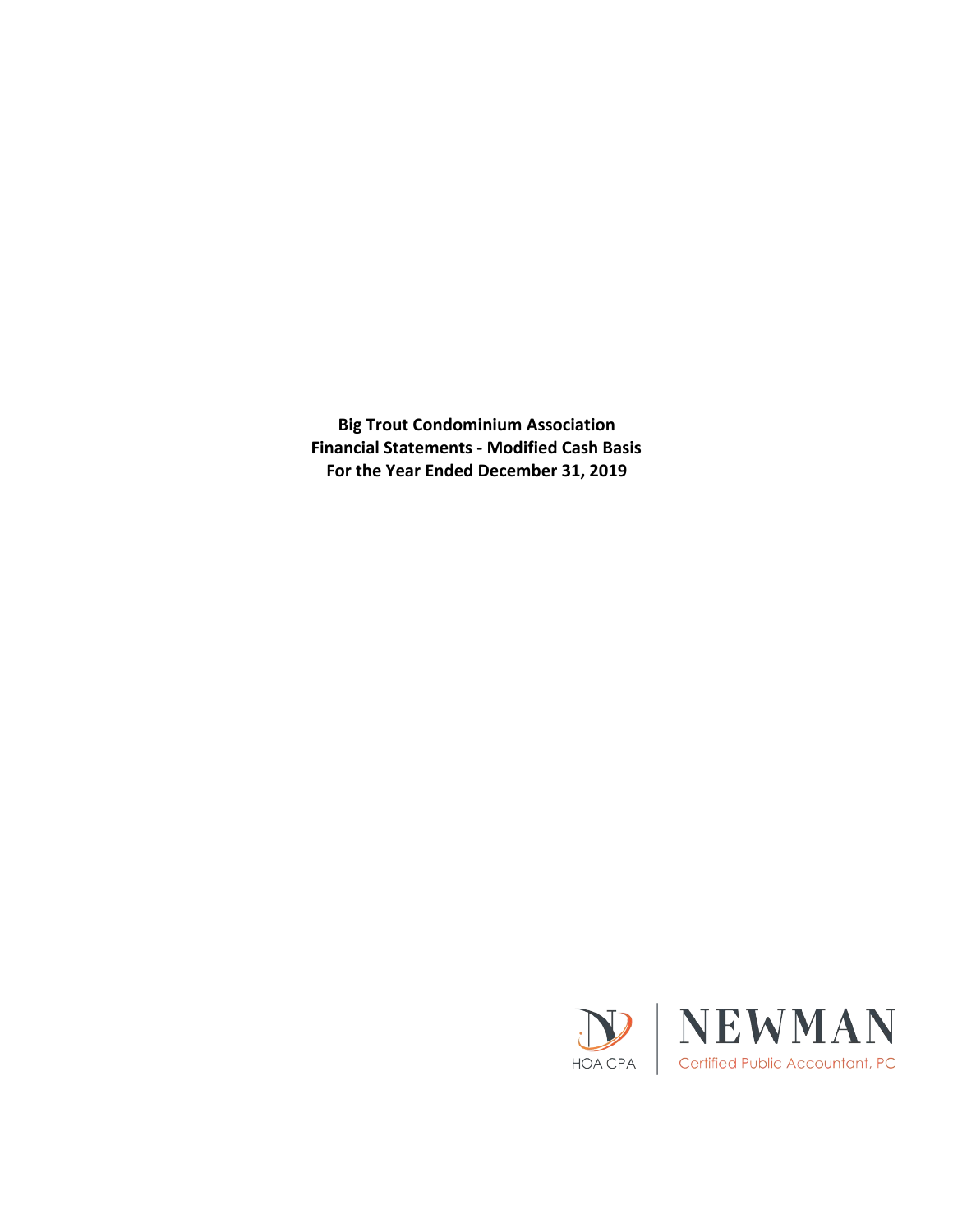**Big Trout Condominium Association**
**Financial Statements - Modified Cash Basis**
**For the Year Ended December 31, 2019**

HOA CPA | NEWMAN
Certified Public Accountant, PC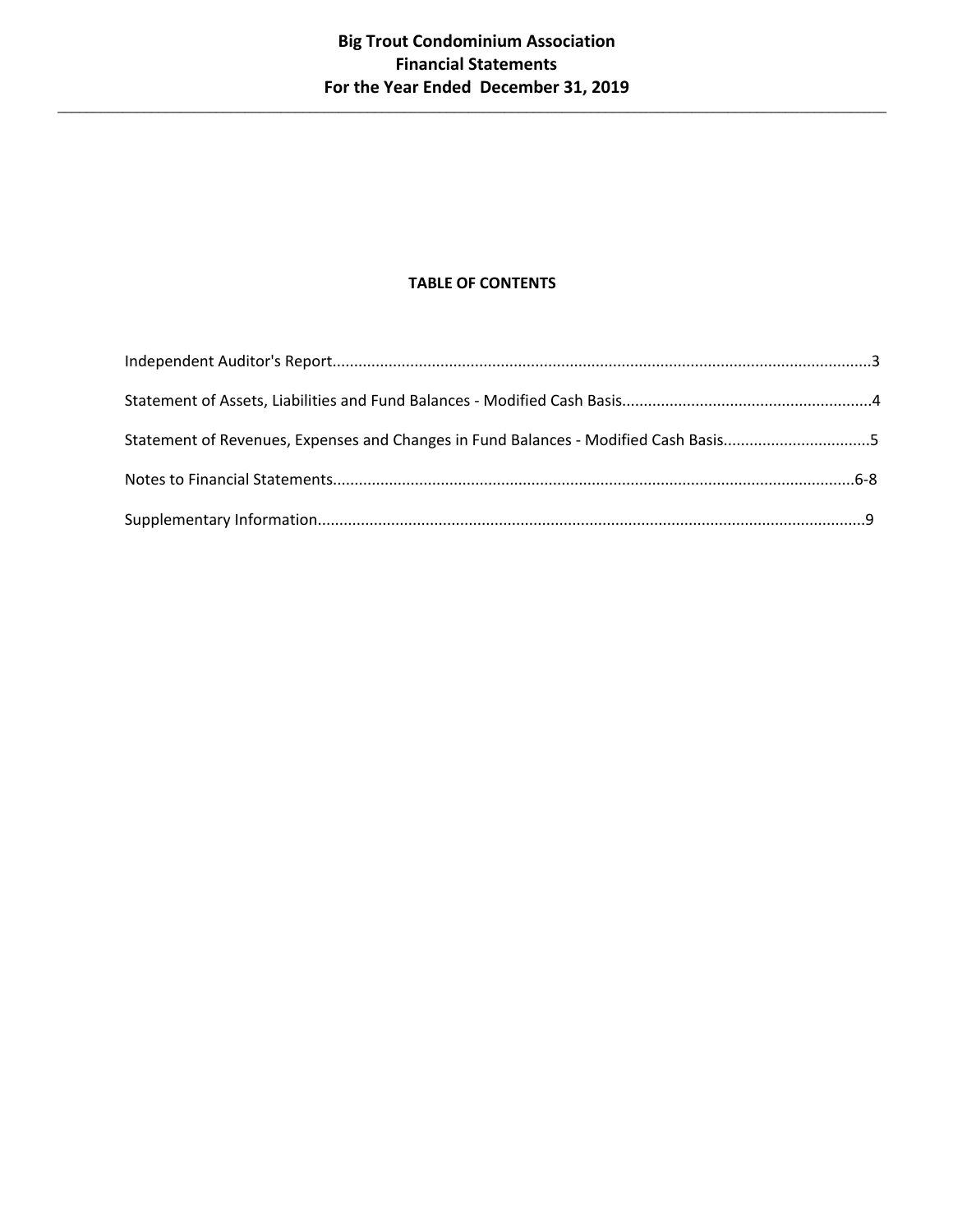# Big Trout Condominium Association
## Financial Statements
## For the Year Ended December 31, 2019

---

### TABLE OF CONTENTS

Independent Auditor's Report....................................................................................................................3

Statement of Assets, Liabilities and Fund Balances - Modified Cash Basis..........................................................4

Statement of Revenues, Expenses and Changes in Fund Balances - Modified Cash Basis.................................5

Notes to Financial Statements..........................................................................................................................6-8

Supplementary Information..............................................................................................................................9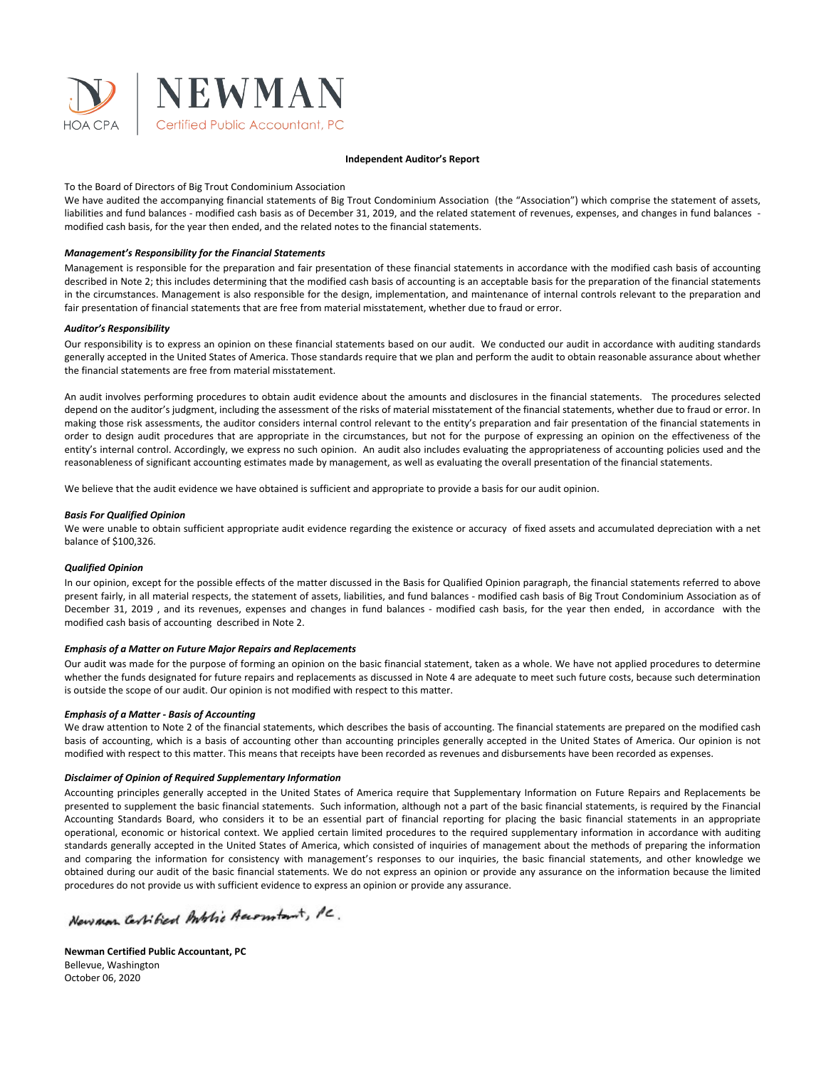NEWMAN
HOA CPA
Certified Public Accountant, PC

## Independent Auditor's Report

To the Board of Directors of Big Trout Condominium Association

We have audited the accompanying financial statements of Big Trout Condominium Association (the "Association") which comprise the statement of assets, liabilities and fund balances - modified cash basis as of December 31, 2019, and the related statement of revenues, expenses, and changes in fund balances - modified cash basis, for the year then ended, and the related notes to the financial statements.

***Management's Responsibility for the Financial Statements***

Management is responsible for the preparation and fair presentation of these financial statements in accordance with the modified cash basis of accounting described in Note 2; this includes determining that the modified cash basis of accounting is an acceptable basis for the preparation of the financial statements in the circumstances. Management is also responsible for the design, implementation, and maintenance of internal controls relevant to the preparation and fair presentation of financial statements that are free from material misstatement, whether due to fraud or error.

***Auditor's Responsibility***

Our responsibility is to express an opinion on these financial statements based on our audit. We conducted our audit in accordance with auditing standards generally accepted in the United States of America. Those standards require that we plan and perform the audit to obtain reasonable assurance about whether the financial statements are free from material misstatement.

An audit involves performing procedures to obtain audit evidence about the amounts and disclosures in the financial statements. The procedures selected depend on the auditor's judgment, including the assessment of the risks of material misstatement of the financial statements, whether due to fraud or error. In making those risk assessments, the auditor considers internal control relevant to the entity's preparation and fair presentation of the financial statements in order to design audit procedures that are appropriate in the circumstances, but not for the purpose of expressing an opinion on the effectiveness of the entity's internal control. Accordingly, we express no such opinion. An audit also includes evaluating the appropriateness of accounting policies used and the reasonableness of significant accounting estimates made by management, as well as evaluating the overall presentation of the financial statements.

We believe that the audit evidence we have obtained is sufficient and appropriate to provide a basis for our audit opinion.

***Basis For Qualified Opinion***

We were unable to obtain sufficient appropriate audit evidence regarding the existence or accuracy of fixed assets and accumulated depreciation with a net balance of $100,326.

***Qualified Opinion***

In our opinion, except for the possible effects of the matter discussed in the Basis for Qualified Opinion paragraph, the financial statements referred to above present fairly, in all material respects, the statement of assets, liabilities, and fund balances - modified cash basis of Big Trout Condominium Association as of December 31, 2019 , and its revenues, expenses and changes in fund balances - modified cash basis, for the year then ended, in accordance with the modified cash basis of accounting described in Note 2.

***Emphasis of a Matter on Future Major Repairs and Replacements***

Our audit was made for the purpose of forming an opinion on the basic financial statement, taken as a whole. We have not applied procedures to determine whether the funds designated for future repairs and replacements as discussed in Note 4 are adequate to meet such future costs, because such determination is outside the scope of our audit. Our opinion is not modified with respect to this matter.

***Emphasis of a Matter - Basis of Accounting***

We draw attention to Note 2 of the financial statements, which describes the basis of accounting. The financial statements are prepared on the modified cash basis of accounting, which is a basis of accounting other than accounting principles generally accepted in the United States of America. Our opinion is not modified with respect to this matter. This means that receipts have been recorded as revenues and disbursements have been recorded as expenses.

***Disclaimer of Opinion of Required Supplementary Information***

Accounting principles generally accepted in the United States of America require that Supplementary Information on Future Repairs and Replacements be presented to supplement the basic financial statements. Such information, although not a part of the basic financial statements, is required by the Financial Accounting Standards Board, who considers it to be an essential part of financial reporting for placing the basic financial statements in an appropriate operational, economic or historical context. We applied certain limited procedures to the required supplementary information in accordance with auditing standards generally accepted in the United States of America, which consisted of inquiries of management about the methods of preparing the information and comparing the information for consistency with management's responses to our inquiries, the basic financial statements, and other knowledge we obtained during our audit of the basic financial statements. We do not express an opinion or provide any assurance on the information because the limited procedures do not provide us with sufficient evidence to express an opinion or provide any assurance.

*Newman Certified Public Accountant, PC.*

**Newman Certified Public Accountant, PC**
Bellevue, Washington
October 06, 2020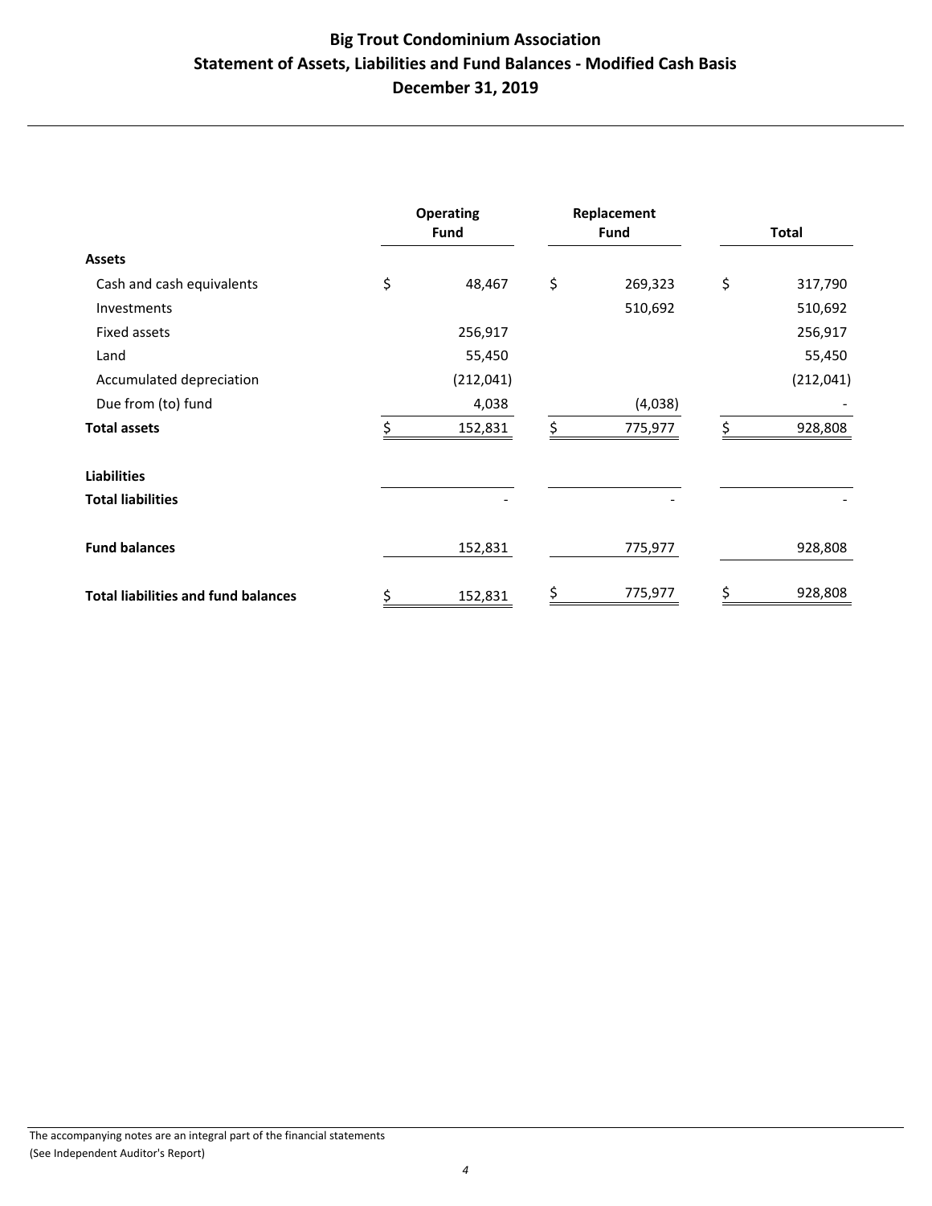# Big Trout Condominium Association
## Statement of Assets, Liabilities and Fund Balances - Modified Cash Basis
## December 31, 2019

| | Operating Fund | Replacement Fund | Total |
|---|---|---|---|
| **Assets** | | | |
| Cash and cash equivalents | $ 48,467 | $ 269,323 | $ 317,790 |
| Investments | | 510,692 | 510,692 |
| Fixed assets | 256,917 | | 256,917 |
| Land | 55,450 | | 55,450 |
| Accumulated depreciation | (212,041) | | (212,041) |
| Due from (to) fund | 4,038 | (4,038) | - |
| **Total assets** | $ 152,831 | $ 775,977 | $ 928,808 |
| **Liabilities** | | | |
| **Total liabilities** | - | - | - |
| **Fund balances** | 152,831 | 775,977 | 928,808 |
| **Total liabilities and fund balances** | $ 152,831 | $ 775,977 | $ 928,808 |

The accompanying notes are an integral part of the financial statements
(See Independent Auditor's Report)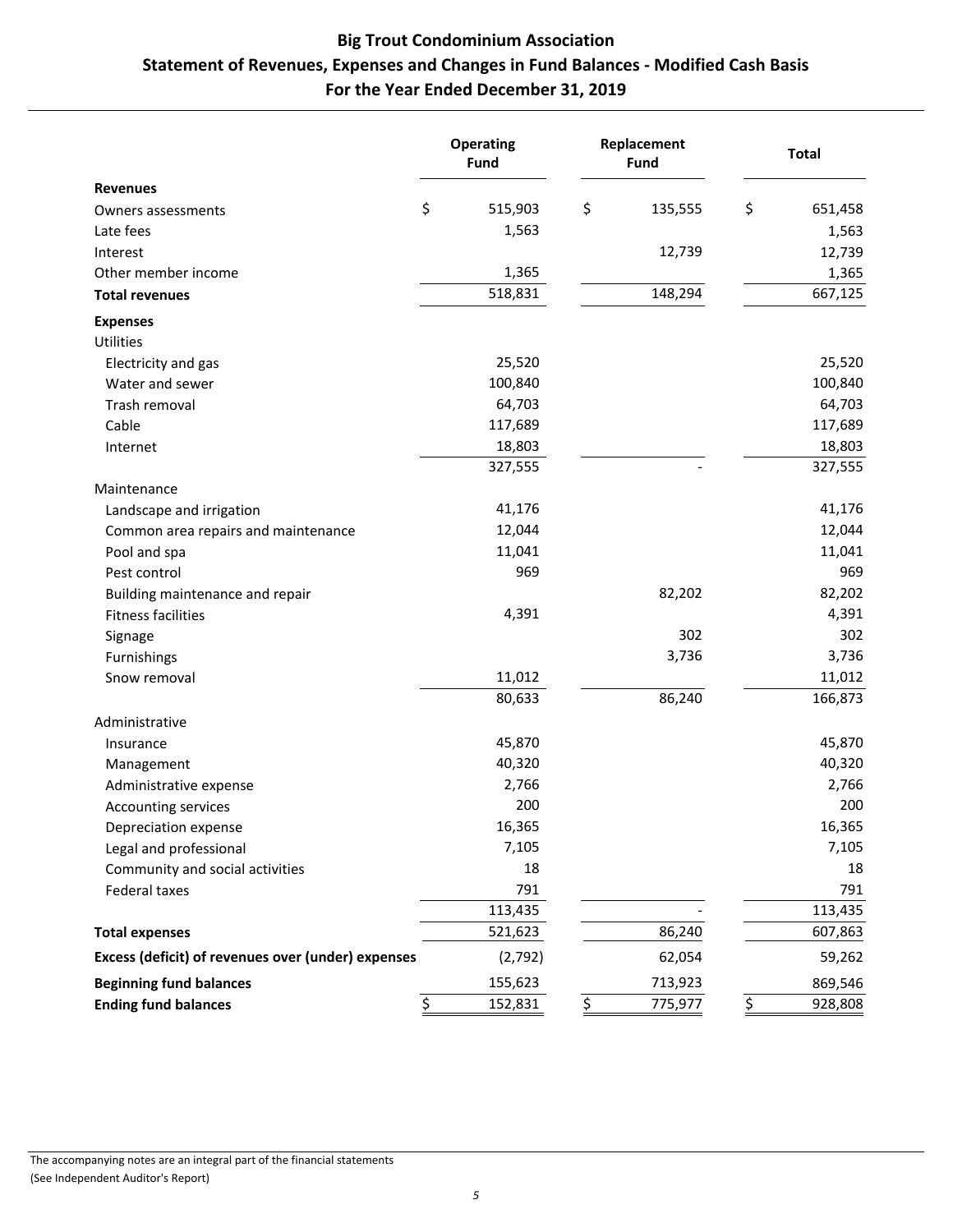# Big Trout Condominium Association

## Statement of Revenues, Expenses and Changes in Fund Balances - Modified Cash Basis

## For the Year Ended December 31, 2019

| | Operating Fund | Replacement Fund | Total |
|---|---|---|---|
| **Revenues** | | | |
| Owners assessments | $ 515,903 | $ 135,555 | $ 651,458 |
| Late fees | 1,563 | | 1,563 |
| Interest | | 12,739 | 12,739 |
| Other member income | 1,365 | | 1,365 |
| **Total revenues** | 518,831 | 148,294 | 667,125 |
| **Expenses** | | | |
| Utilities | | | |
| Electricity and gas | 25,520 | | 25,520 |
| Water and sewer | 100,840 | | 100,840 |
| Trash removal | 64,703 | | 64,703 |
| Cable | 117,689 | | 117,689 |
| Internet | 18,803 | | 18,803 |
| | 327,555 | - | 327,555 |
| Maintenance | | | |
| Landscape and irrigation | 41,176 | | 41,176 |
| Common area repairs and maintenance | 12,044 | | 12,044 |
| Pool and spa | 11,041 | | 11,041 |
| Pest control | 969 | | 969 |
| Building maintenance and repair | | 82,202 | 82,202 |
| Fitness facilities | 4,391 | | 4,391 |
| Signage | | 302 | 302 |
| Furnishings | | 3,736 | 3,736 |
| Snow removal | 11,012 | | 11,012 |
| | 80,633 | 86,240 | 166,873 |
| Administrative | | | |
| Insurance | 45,870 | | 45,870 |
| Management | 40,320 | | 40,320 |
| Administrative expense | 2,766 | | 2,766 |
| Accounting services | 200 | | 200 |
| Depreciation expense | 16,365 | | 16,365 |
| Legal and professional | 7,105 | | 7,105 |
| Community and social activities | 18 | | 18 |
| Federal taxes | 791 | | 791 |
| | 113,435 | - | 113,435 |
| **Total expenses** | 521,623 | 86,240 | 607,863 |
| **Excess (deficit) of revenues over (under) expenses** | (2,792) | 62,054 | 59,262 |
| **Beginning fund balances** | 155,623 | 713,923 | 869,546 |
| **Ending fund balances** | $ 152,831 | $ 775,977 | $ 928,808 |

The accompanying notes are an integral part of the financial statements
(See Independent Auditor's Report)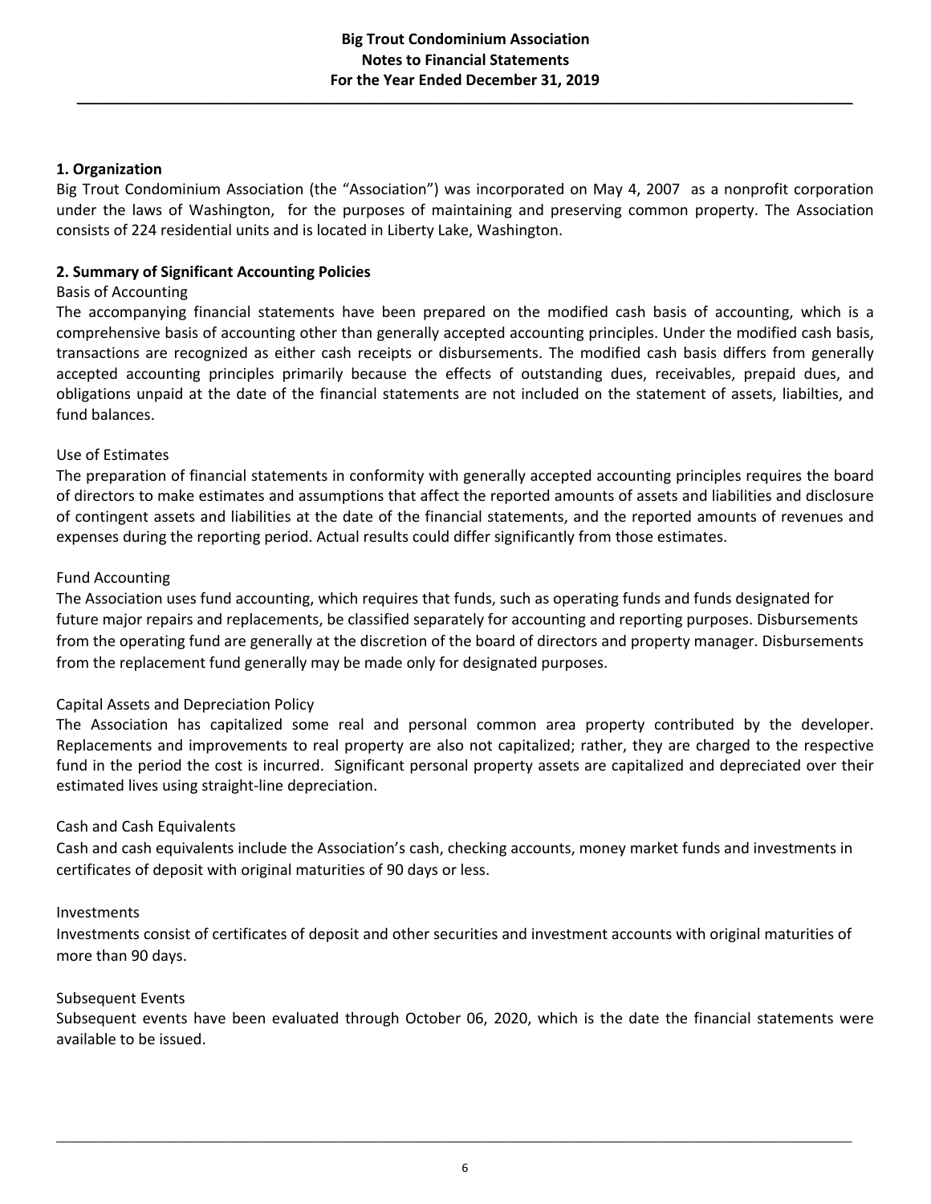# Big Trout Condominium Association
## Notes to Financial Statements
## For the Year Ended December 31, 2019

### 1. Organization

Big Trout Condominium Association (the "Association") was incorporated on May 4, 2007 as a nonprofit corporation under the laws of Washington, for the purposes of maintaining and preserving common property. The Association consists of 224 residential units and is located in Liberty Lake, Washington.

### 2. Summary of Significant Accounting Policies

Basis of Accounting

The accompanying financial statements have been prepared on the modified cash basis of accounting, which is a comprehensive basis of accounting other than generally accepted accounting principles. Under the modified cash basis, transactions are recognized as either cash receipts or disbursements. The modified cash basis differs from generally accepted accounting principles primarily because the effects of outstanding dues, receivables, prepaid dues, and obligations unpaid at the date of the financial statements are not included on the statement of assets, liabilties, and fund balances.

Use of Estimates

The preparation of financial statements in conformity with generally accepted accounting principles requires the board of directors to make estimates and assumptions that affect the reported amounts of assets and liabilities and disclosure of contingent assets and liabilities at the date of the financial statements, and the reported amounts of revenues and expenses during the reporting period. Actual results could differ significantly from those estimates.

Fund Accounting

The Association uses fund accounting, which requires that funds, such as operating funds and funds designated for future major repairs and replacements, be classified separately for accounting and reporting purposes. Disbursements from the operating fund are generally at the discretion of the board of directors and property manager. Disbursements from the replacement fund generally may be made only for designated purposes.

Capital Assets and Depreciation Policy

The Association has capitalized some real and personal common area property contributed by the developer. Replacements and improvements to real property are also not capitalized; rather, they are charged to the respective fund in the period the cost is incurred. Significant personal property assets are capitalized and depreciated over their estimated lives using straight-line depreciation.

Cash and Cash Equivalents

Cash and cash equivalents include the Association's cash, checking accounts, money market funds and investments in certificates of deposit with original maturities of 90 days or less.

Investments

Investments consist of certificates of deposit and other securities and investment accounts with original maturities of more than 90 days.

Subsequent Events

Subsequent events have been evaluated through October 06, 2020, which is the date the financial statements were available to be issued.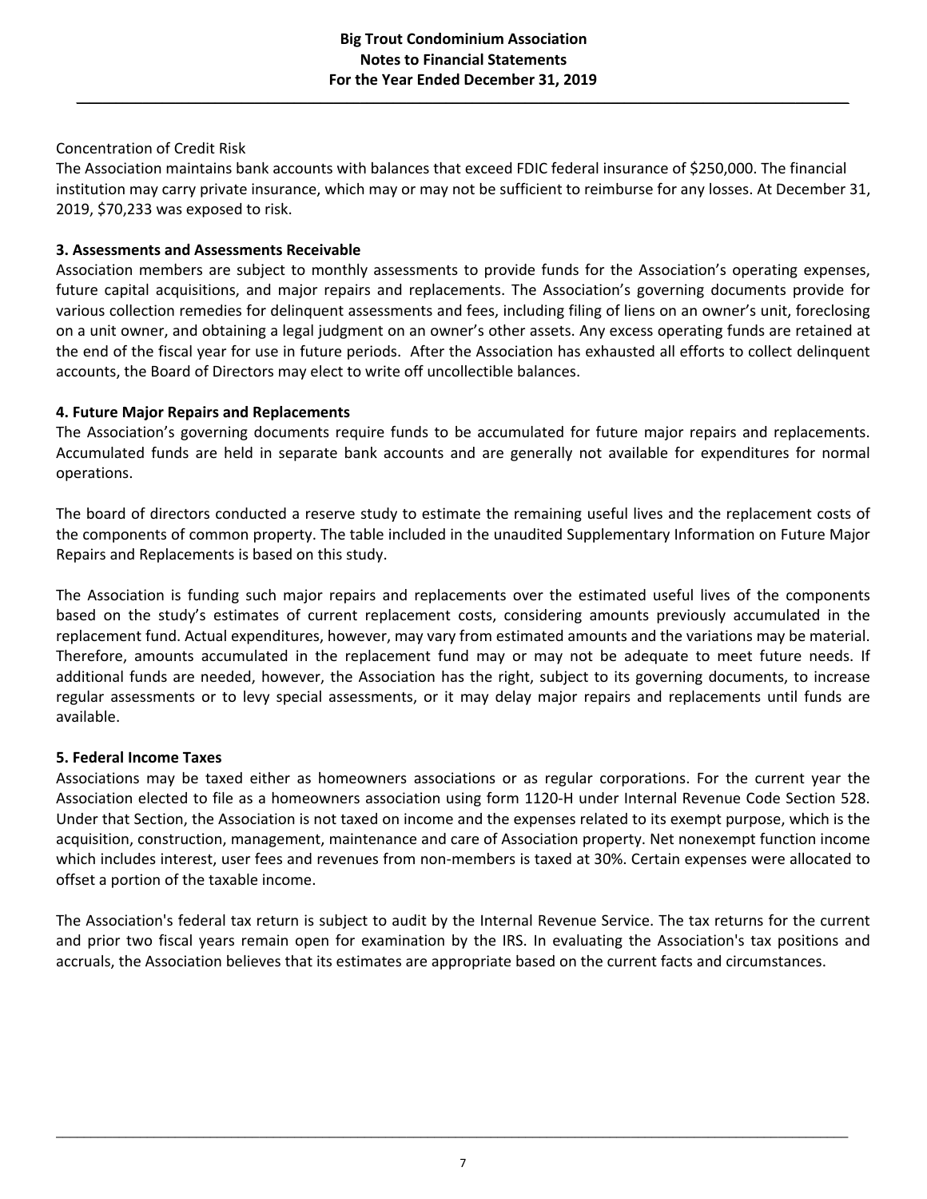Concentration of Credit Risk

The Association maintains bank accounts with balances that exceed FDIC federal insurance of $250,000. The financial institution may carry private insurance, which may or may not be sufficient to reimburse for any losses. At December 31, 2019, $70,233 was exposed to risk.

**3. Assessments and Assessments Receivable**

Association members are subject to monthly assessments to provide funds for the Association's operating expenses, future capital acquisitions, and major repairs and replacements. The Association's governing documents provide for various collection remedies for delinquent assessments and fees, including filing of liens on an owner's unit, foreclosing on a unit owner, and obtaining a legal judgment on an owner's other assets. Any excess operating funds are retained at the end of the fiscal year for use in future periods. After the Association has exhausted all efforts to collect delinquent accounts, the Board of Directors may elect to write off uncollectible balances.

**4. Future Major Repairs and Replacements**

The Association's governing documents require funds to be accumulated for future major repairs and replacements. Accumulated funds are held in separate bank accounts and are generally not available for expenditures for normal operations.

The board of directors conducted a reserve study to estimate the remaining useful lives and the replacement costs of the components of common property. The table included in the unaudited Supplementary Information on Future Major Repairs and Replacements is based on this study.

The Association is funding such major repairs and replacements over the estimated useful lives of the components based on the study's estimates of current replacement costs, considering amounts previously accumulated in the replacement fund. Actual expenditures, however, may vary from estimated amounts and the variations may be material. Therefore, amounts accumulated in the replacement fund may or may not be adequate to meet future needs. If additional funds are needed, however, the Association has the right, subject to its governing documents, to increase regular assessments or to levy special assessments, or it may delay major repairs and replacements until funds are available.

**5. Federal Income Taxes**

Associations may be taxed either as homeowners associations or as regular corporations. For the current year the Association elected to file as a homeowners association using form 1120-H under Internal Revenue Code Section 528. Under that Section, the Association is not taxed on income and the expenses related to its exempt purpose, which is the acquisition, construction, management, maintenance and care of Association property. Net nonexempt function income which includes interest, user fees and revenues from non-members is taxed at 30%. Certain expenses were allocated to offset a portion of the taxable income.

The Association's federal tax return is subject to audit by the Internal Revenue Service. The tax returns for the current and prior two fiscal years remain open for examination by the IRS. In evaluating the Association's tax positions and accruals, the Association believes that its estimates are appropriate based on the current facts and circumstances.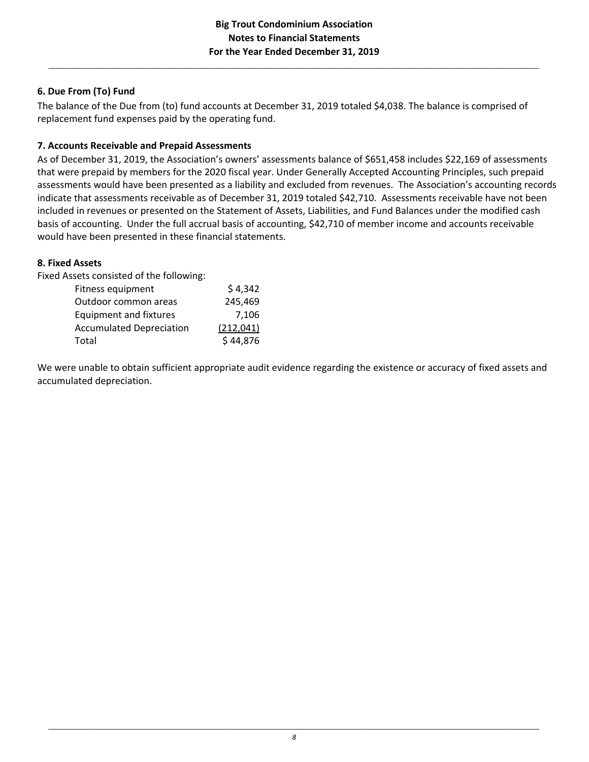# Big Trout Condominium Association
## Notes to Financial Statements
### For the Year Ended December 31, 2019

**6. Due From (To) Fund**

The balance of the Due from (to) fund accounts at December 31, 2019 totaled $4,038. The balance is comprised of replacement fund expenses paid by the operating fund.

**7. Accounts Receivable and Prepaid Assessments**

As of December 31, 2019, the Association's owners' assessments balance of $651,458 includes $22,169 of assessments that were prepaid by members for the 2020 fiscal year. Under Generally Accepted Accounting Principles, such prepaid assessments would have been presented as a liability and excluded from revenues. The Association's accounting records indicate that assessments receivable as of December 31, 2019 totaled $42,710. Assessments receivable have not been included in revenues or presented on the Statement of Assets, Liabilities, and Fund Balances under the modified cash basis of accounting. Under the full accrual basis of accounting, $42,710 of member income and accounts receivable would have been presented in these financial statements.

**8. Fixed Assets**

Fixed Assets consisted of the following:

| | |
|---|---|
| Fitness equipment | $ 4,342 |
| Outdoor common areas | 245,469 |
| Equipment and fixtures | 7,106 |
| Accumulated Depreciation | (212,041) |
| Total | $ 44,876 |

We were unable to obtain sufficient appropriate audit evidence regarding the existence or accuracy of fixed assets and accumulated depreciation.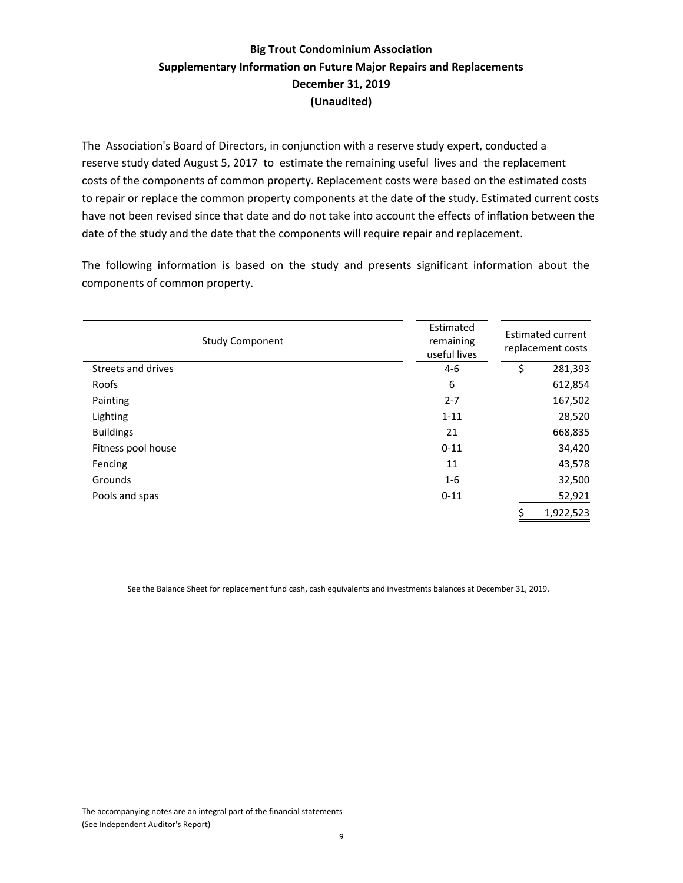**Big Trout Condominium Association**
**Supplementary Information on Future Major Repairs and Replacements**
**December 31, 2019**
**(Unaudited)**

The Association's Board of Directors, in conjunction with a reserve study expert, conducted a reserve study dated August 5, 2017 to estimate the remaining useful lives and the replacement costs of the components of common property. Replacement costs were based on the estimated costs to repair or replace the common property components at the date of the study. Estimated current costs have not been revised since that date and do not take into account the effects of inflation between the date of the study and the date that the components will require repair and replacement.

The following information is based on the study and presents significant information about the components of common property.

| Study Component | Estimated remaining useful lives | Estimated current replacement costs |
|---|---|---|
| Streets and drives | 4-6 | $ 281,393 |
| Roofs | 6 | 612,854 |
| Painting | 2-7 | 167,502 |
| Lighting | 1-11 | 28,520 |
| Buildings | 21 | 668,835 |
| Fitness pool house | 0-11 | 34,420 |
| Fencing | 11 | 43,578 |
| Grounds | 1-6 | 32,500 |
| Pools and spas | 0-11 | 52,921 |
| | | $ 1,922,523 |

See the Balance Sheet for replacement fund cash, cash equivalents and investments balances at December 31, 2019.

The accompanying notes are an integral part of the financial statements
(See Independent Auditor's Report)